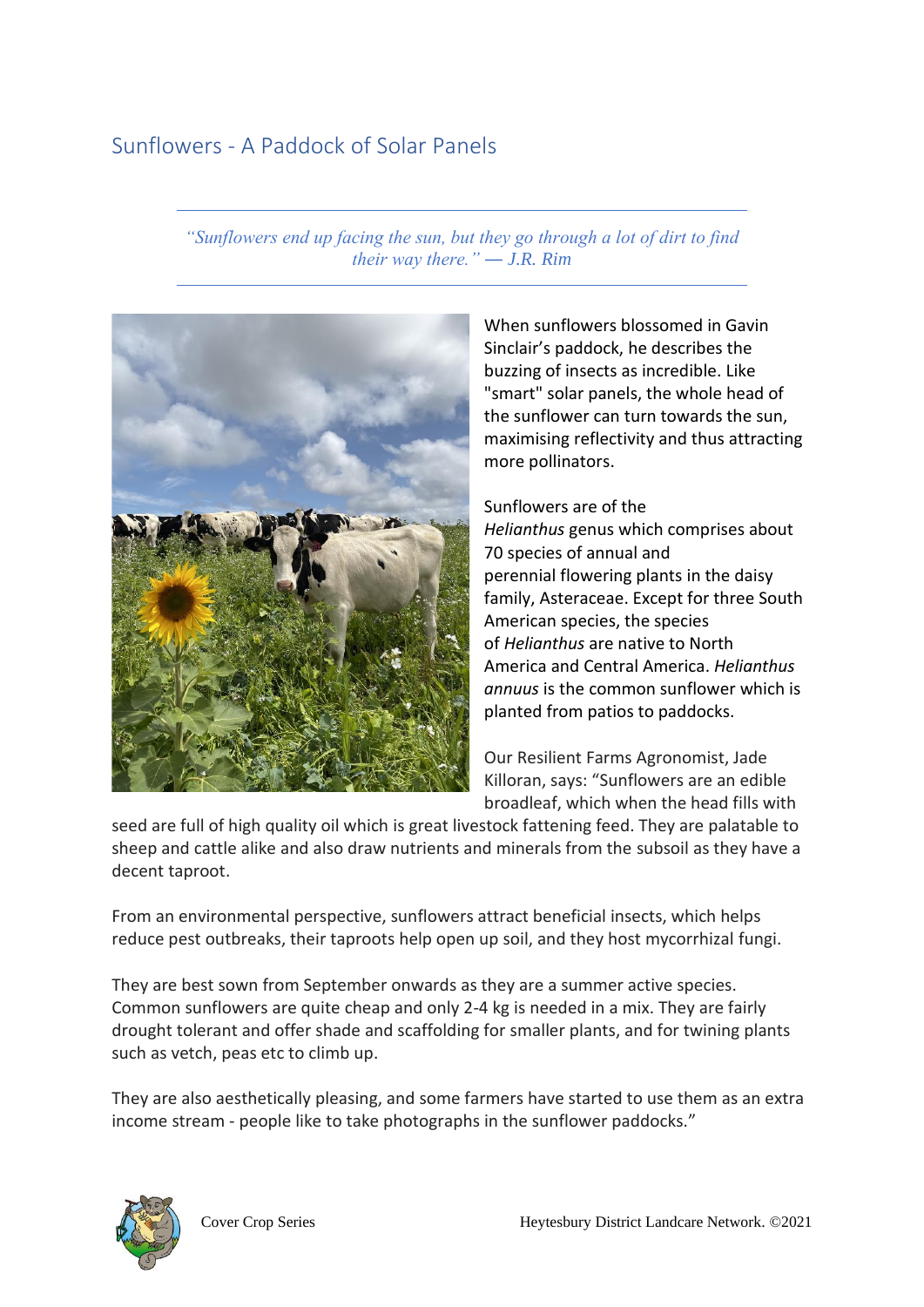# Sunflowers - A Paddock of Solar Panels

> *"Sunflowers end up facing the sun, but they go through a lot of dirt to find their way there." — J.R. Rim*

When sunflowers blossomed in Gavin Sinclair's paddock, he describes the buzzing of insects as incredible. Like "smart" solar panels, the whole head of the sunflower can turn towards the sun, maximising reflectivity and thus attracting more pollinators.

Sunflowers are of the *Helianthus* genus which comprises about 70 species of annual and perennial flowering plants in the daisy family, Asteraceae. Except for three South American species, the species of *Helianthus* are native to North America and Central America. *Helianthus annuus* is the common sunflower which is planted from patios to paddocks.

Our Resilient Farms Agronomist, Jade Killoran, says: "Sunflowers are an edible broadleaf, which when the head fills with seed are full of high quality oil which is great livestock fattening feed. They are palatable to sheep and cattle alike and also draw nutrients and minerals from the subsoil as they have a decent taproot.

From an environmental perspective, sunflowers attract beneficial insects, which helps reduce pest outbreaks, their taproots help open up soil, and they host mycorrhizal fungi.

They are best sown from September onwards as they are a summer active species. Common sunflowers are quite cheap and only 2-4 kg is needed in a mix. They are fairly drought tolerant and offer shade and scaffolding for smaller plants, and for twining plants such as vetch, peas etc to climb up.

They are also aesthetically pleasing, and some farmers have started to use them as an extra income stream - people like to take photographs in the sunflower paddocks."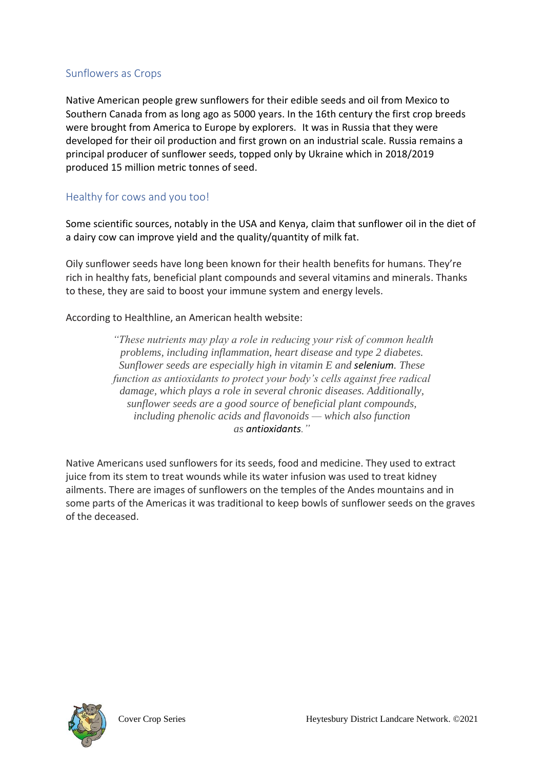## Sunflowers as Crops

Native American people grew sunflowers for their edible seeds and oil from Mexico to Southern Canada from as long ago as 5000 years. In the 16th century the first crop breeds were brought from America to Europe by explorers. It was in Russia that they were developed for their oil production and first grown on an industrial scale. Russia remains a principal producer of sunflower seeds, topped only by Ukraine which in 2018/2019 produced 15 million metric tonnes of seed.

## Healthy for cows and you too!

Some scientific sources, notably in the USA and Kenya, claim that sunflower oil in the diet of a dairy cow can improve yield and the quality/quantity of milk fat.

Oily sunflower seeds have long been known for their health benefits for humans. They're rich in healthy fats, beneficial plant compounds and several vitamins and minerals. Thanks to these, they are said to boost your immune system and energy levels.

According to Healthline, an American health website:

> *"These nutrients may play a role in reducing your risk of common health problems, including inflammation, heart disease and type 2 diabetes. Sunflower seeds are especially high in vitamin E and* ***selenium****. These function as antioxidants to protect your body's cells against free radical damage, which plays a role in several chronic diseases. Additionally, sunflower seeds are a good source of beneficial plant compounds, including phenolic acids and flavonoids — which also function as* ***antioxidants****."*

Native Americans used sunflowers for its seeds, food and medicine. They used to extract juice from its stem to treat wounds while its water infusion was used to treat kidney ailments. There are images of sunflowers on the temples of the Andes mountains and in some parts of the Americas it was traditional to keep bowls of sunflower seeds on the graves of the deceased.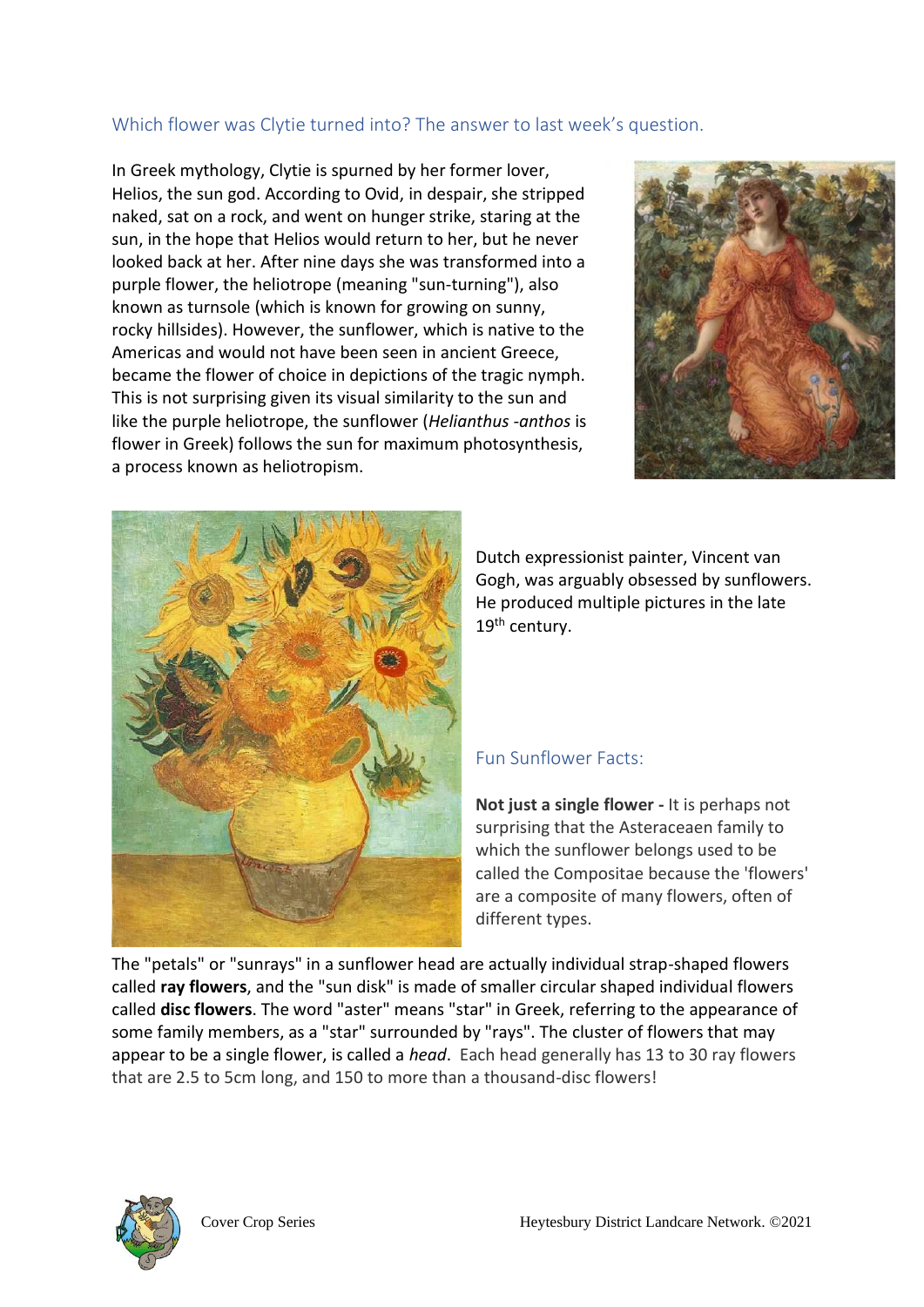## Which flower was Clytie turned into? The answer to last week's question.

In Greek mythology, Clytie is spurned by her former lover, Helios, the sun god. According to Ovid, in despair, she stripped naked, sat on a rock, and went on hunger strike, staring at the sun, in the hope that Helios would return to her, but he never looked back at her. After nine days she was transformed into a purple flower, the heliotrope (meaning "sun-turning"), also known as turnsole (which is known for growing on sunny, rocky hillsides). However, the sunflower, which is native to the Americas and would not have been seen in ancient Greece, became the flower of choice in depictions of the tragic nymph. This is not surprising given its visual similarity to the sun and like the purple heliotrope, the sunflower (*Helianthus -anthos* is flower in Greek) follows the sun for maximum photosynthesis, a process known as heliotropism.

Dutch expressionist painter, Vincent van Gogh, was arguably obsessed by sunflowers. He produced multiple pictures in the late 19th century.

## Fun Sunflower Facts:

**Not just a single flower -** It is perhaps not surprising that the Asteraceaen family to which the sunflower belongs used to be called the Compositae because the 'flowers' are a composite of many flowers, often of different types.

The "petals" or "sunrays" in a sunflower head are actually individual strap-shaped flowers called **ray flowers**, and the "sun disk" is made of smaller circular shaped individual flowers called **disc flowers**. The word "aster" means "star" in Greek, referring to the appearance of some family members, as a "star" surrounded by "rays". The cluster of flowers that may appear to be a single flower, is called a *head*. Each head generally has 13 to 30 ray flowers that are 2.5 to 5cm long, and 150 to more than a thousand-disc flowers!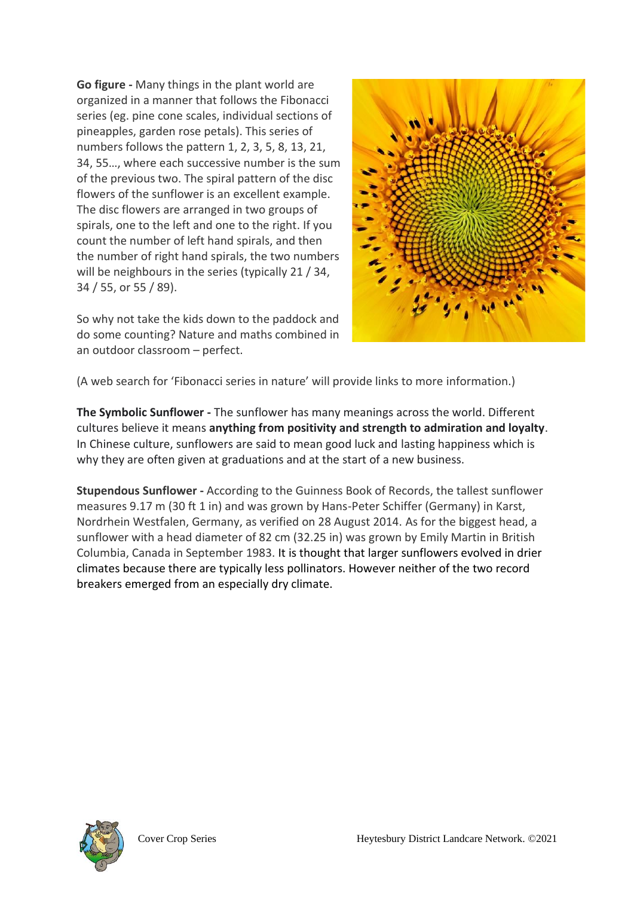**Go figure -** Many things in the plant world are organized in a manner that follows the Fibonacci series (eg. pine cone scales, individual sections of pineapples, garden rose petals). This series of numbers follows the pattern 1, 2, 3, 5, 8, 13, 21, 34, 55…, where each successive number is the sum of the previous two. The spiral pattern of the disc flowers of the sunflower is an excellent example. The disc flowers are arranged in two groups of spirals, one to the left and one to the right. If you count the number of left hand spirals, and then the number of right hand spirals, the two numbers will be neighbours in the series (typically 21 / 34, 34 / 55, or 55 / 89).

So why not take the kids down to the paddock and do some counting? Nature and maths combined in an outdoor classroom – perfect.

(A web search for 'Fibonacci series in nature' will provide links to more information.)

**The Symbolic Sunflower -** The sunflower has many meanings across the world. Different cultures believe it means **anything from positivity and strength to admiration and loyalty**. In Chinese culture, sunflowers are said to mean good luck and lasting happiness which is why they are often given at graduations and at the start of a new business.

**Stupendous Sunflower -** According to the Guinness Book of Records, the tallest sunflower measures 9.17 m (30 ft 1 in) and was grown by Hans-Peter Schiffer (Germany) in Karst, Nordrhein Westfalen, Germany, as verified on 28 August 2014. As for the biggest head, a sunflower with a head diameter of 82 cm (32.25 in) was grown by Emily Martin in British Columbia, Canada in September 1983. It is thought that larger sunflowers evolved in drier climates because there are typically less pollinators. However neither of the two record breakers emerged from an especially dry climate.